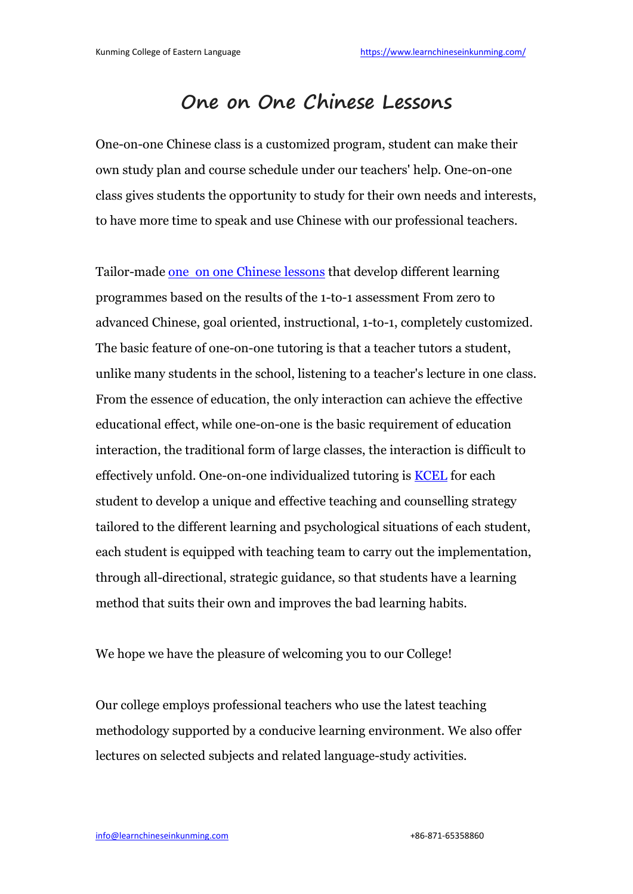# One on One Chinese Lessons

One-on-one Chinese class is a customized program, student can make their own study plan and course schedule under our teachers' help. One-on-one class gives students the opportunity to study for their own needs and interests, to have more time to speak and use Chinese with our professional teachers.

Tailor-made one on one Chinese lessons that develop different learning programmes based on the results of the 1-to-1 assessment From zero to advanced Chinese, goal oriented, instructional, 1-to-1, completely customized. The basic feature of one-on-one tutoring is that a teacher tutors a student, unlike many students in the school, listening to a teacher's lecture in one class. From the essence of education, the only interaction can achieve the effective educational effect, while one-on-one is the basic requirement of education interaction, the traditional form of large classes, the interaction is difficult to effectively unfold. One-on-one individualized tutoring is KCEL for each student to develop a unique and effective teaching and counselling strategy tailored to the different learning and psychological situations of each student, each student is equipped with teaching team to carry out the implementation, through all-directional, strategic guidance, so that students have a learning method that suits their own and improves the bad learning habits.

We hope we have the pleasure of welcoming you to our College!

Our college employs professional teachers who use the latest teaching methodology supported by a conducive learning environment. We also offer lectures on selected subjects and related language-study activities.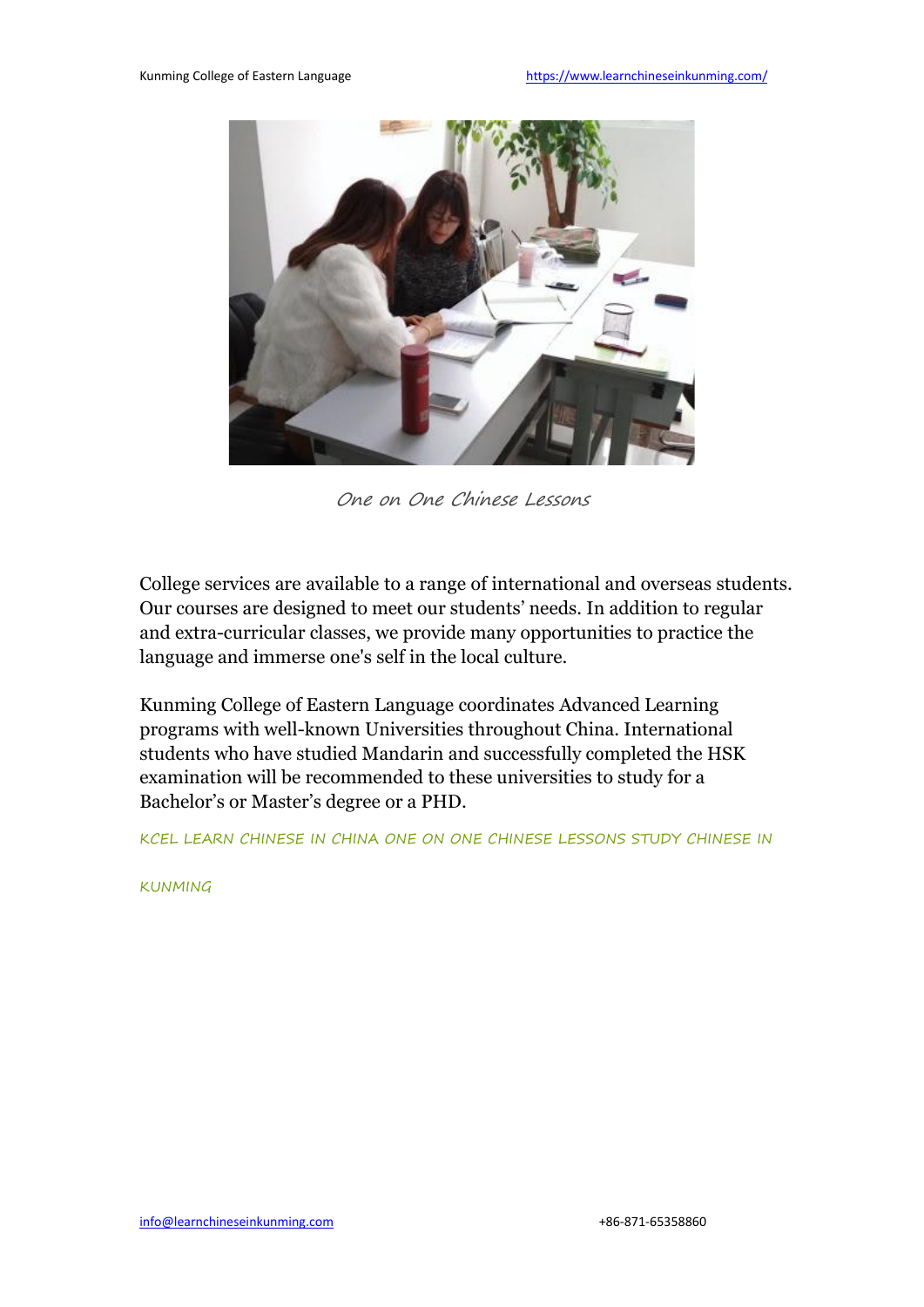*One on One Chinese Lessons*

College services are available to a range of international and overseas students. Our courses are designed to meet our students' needs. In addition to regular and extra-curricular classes, we provide many opportunities to practice the language and immerse one's self in the local culture.

Kunming College of Eastern Language coordinates Advanced Learning programs with well-known Universities throughout China. International students who have studied Mandarin and successfully completed the HSK examination will be recommended to these universities to study for a Bachelor's or Master's degree or a PHD.

KCEL LEARN CHINESE IN CHINA ONE ON ONE CHINESE LESSONS STUDY CHINESE IN KUNMING